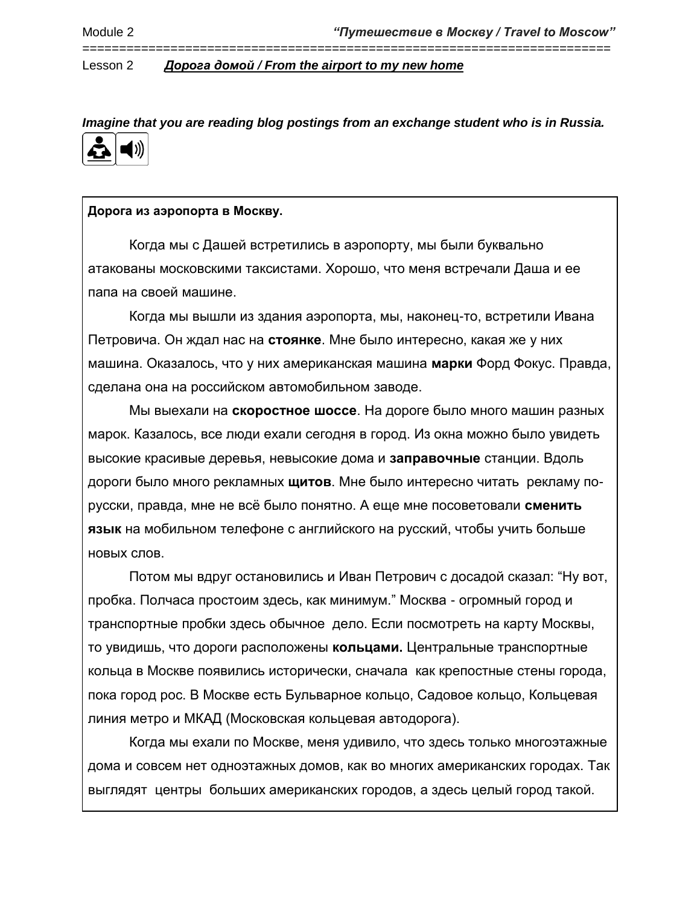Module 2 *"Путешествие в Москву / Travel to Moscow"*

Lesson 2 ***Дорога домой / From the airport to my new home***

***Imagine that you are reading blog postings from an exchange student who is in Russia.***

**Дорога из аэропорта в Москву.**

Когда мы с Дашей встретились в аэропорту, мы были буквально атакованы московскими таксистами. Хорошо, что меня встречали Даша и ее папа на своей машине.

Когда мы вышли из здания аэропорта, мы, наконец-то, встретили Ивана Петровича. Он ждал нас на **стоянке**. Мне было интересно, какая же у них машина. Оказалось, что у них американская машина **марки** Форд Фокус. Правда, сделана она на российском автомобильном заводе.

Мы выехали на **скоростное шоссе**. На дороге было много машин разных марок. Казалось, все люди ехали сегодня в город. Из окна можно было увидеть высокие красивые деревья, невысокие дома и **заправочные** станции. Вдоль дороги было много рекламных **щитов**. Мне было интересно читать рекламу по-русски, правда, мне не всё было понятно. А еще мне посоветовали **сменить язык** на мобильном телефоне с английского на русский, чтобы учить больше новых слов.

Потом мы вдруг остановились и Иван Петрович с досадой сказал: "Ну вот, пробка. Полчаса простоим здесь, как минимум." Москва - огромный город и транспортные пробки здесь обычное дело. Если посмотреть на карту Москвы, то увидишь, что дороги расположены **кольцами.** Центральные транспортные кольца в Москве появились исторически, сначала как крепостные стены города, пока город рос. В Москве есть Бульварное кольцо, Садовое кольцо, Кольцевая линия метро и МКАД (Московская кольцевая автодорога).

Когда мы ехали по Москве, меня удивило, что здесь только многоэтажные дома и совсем нет одноэтажных домов, как во многих американских городах. Так выглядят центры больших американских городов, а здесь целый город такой.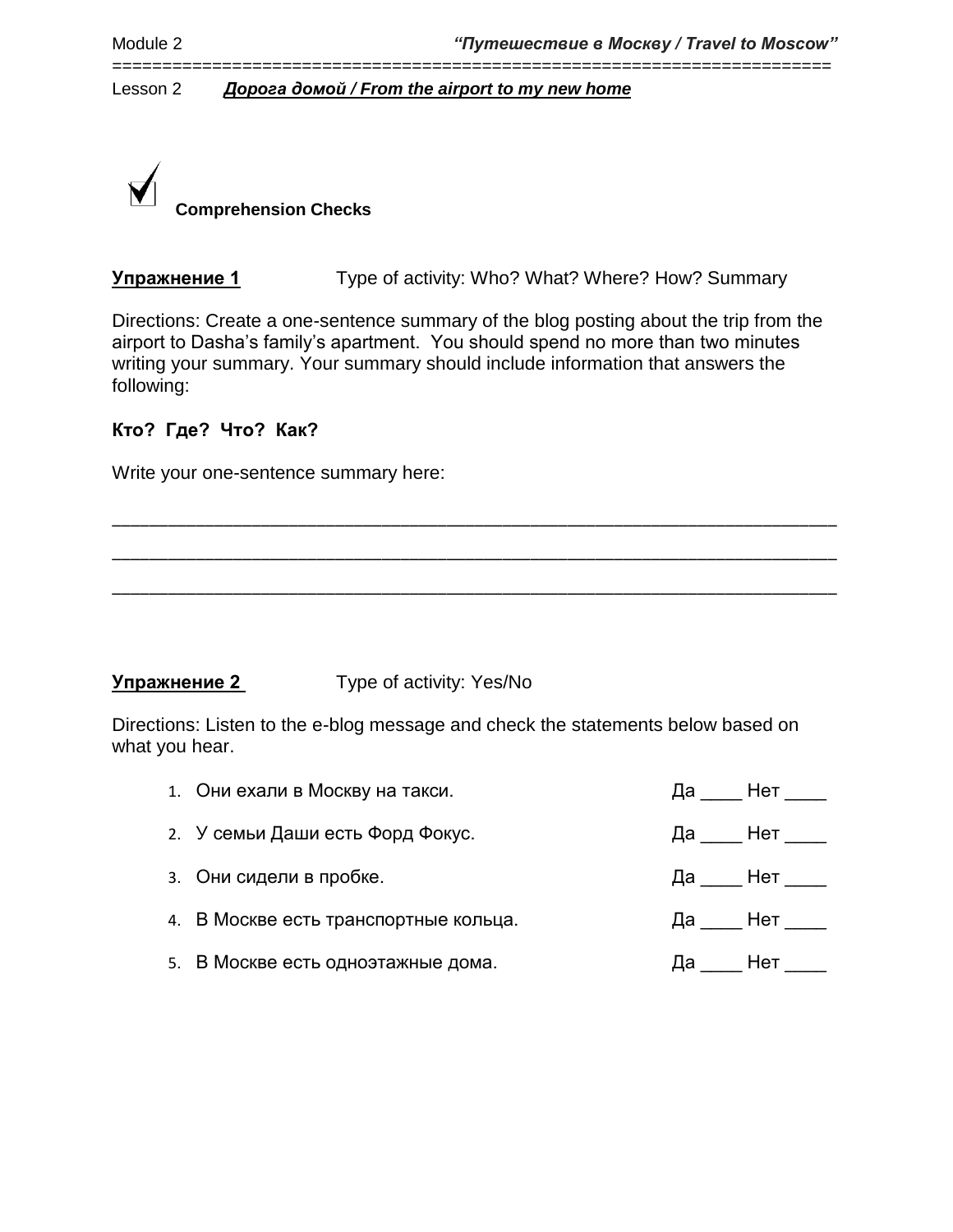Lesson 2 ***Дорога домой / From the airport to my new home***

## Comprehension Checks

**Упражнение 1** Type of activity: Who? What? Where? How? Summary

Directions: Create a one-sentence summary of the blog posting about the trip from the airport to Dasha's family's apartment. You should spend no more than two minutes writing your summary. Your summary should include information that answers the following:

**Кто? Где? Что? Как?**

Write your one-sentence summary here:

_______________________________________________________________________

_______________________________________________________________________

_______________________________________________________________________

**Упражнение 2** Type of activity: Yes/No

Directions: Listen to the e-blog message and check the statements below based on what you hear.

1. Они ехали в Москву на такси. Да ____ Нет ____
2. У семьи Даши есть Форд Фокус. Да ____ Нет ____
3. Они сидели в пробке. Да ____ Нет ____
4. В Москве есть транспортные кольца. Да ____ Нет ____
5. В Москве есть одноэтажные дома. Да ____ Нет ____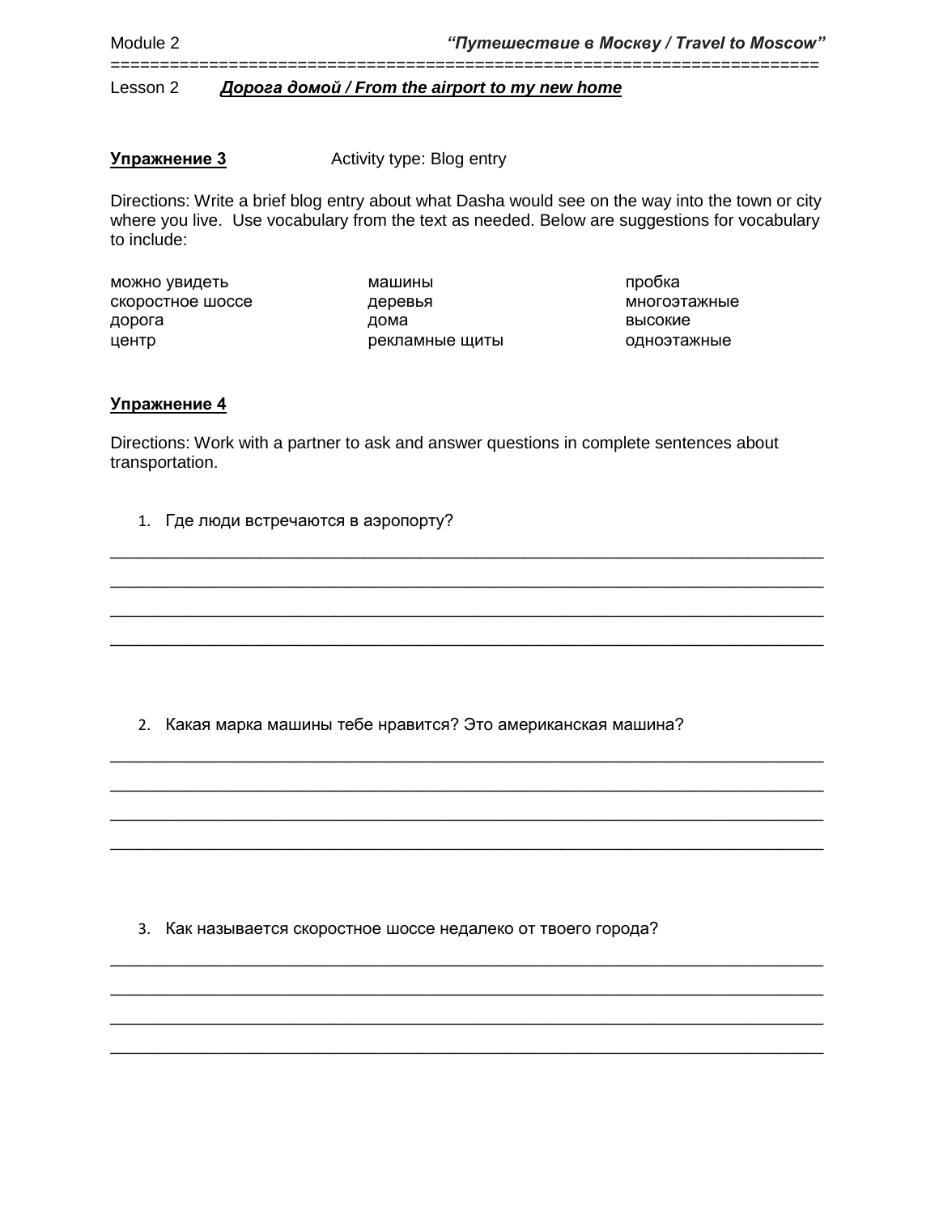Lesson 2 ***Дорога домой / From the airport to my new home***

**Упражнение 3** Activity type: Blog entry

Directions: Write a brief blog entry about what Dasha would see on the way into the town or city where you live. Use vocabulary from the text as needed. Below are suggestions for vocabulary to include:

| | | |
|---|---|---|
| можно увидеть | машины | пробка |
| скоростное шоссе | деревья | многоэтажные |
| дорога | дома | высокие |
| центр | рекламные щиты | одноэтажные |

**Упражнение 4**

Directions: Work with a partner to ask and answer questions in complete sentences about transportation.

1. Где люди встречаются в аэропорту?

_______________________________________________________________________________

_______________________________________________________________________________

_______________________________________________________________________________

_______________________________________________________________________________

2. Какая марка машины тебе нравится? Это американская машина?

_______________________________________________________________________________

_______________________________________________________________________________

_______________________________________________________________________________

_______________________________________________________________________________

3. Как называется скоростное шоссе недалеко от твоего города?

_______________________________________________________________________________

_______________________________________________________________________________

_______________________________________________________________________________

_______________________________________________________________________________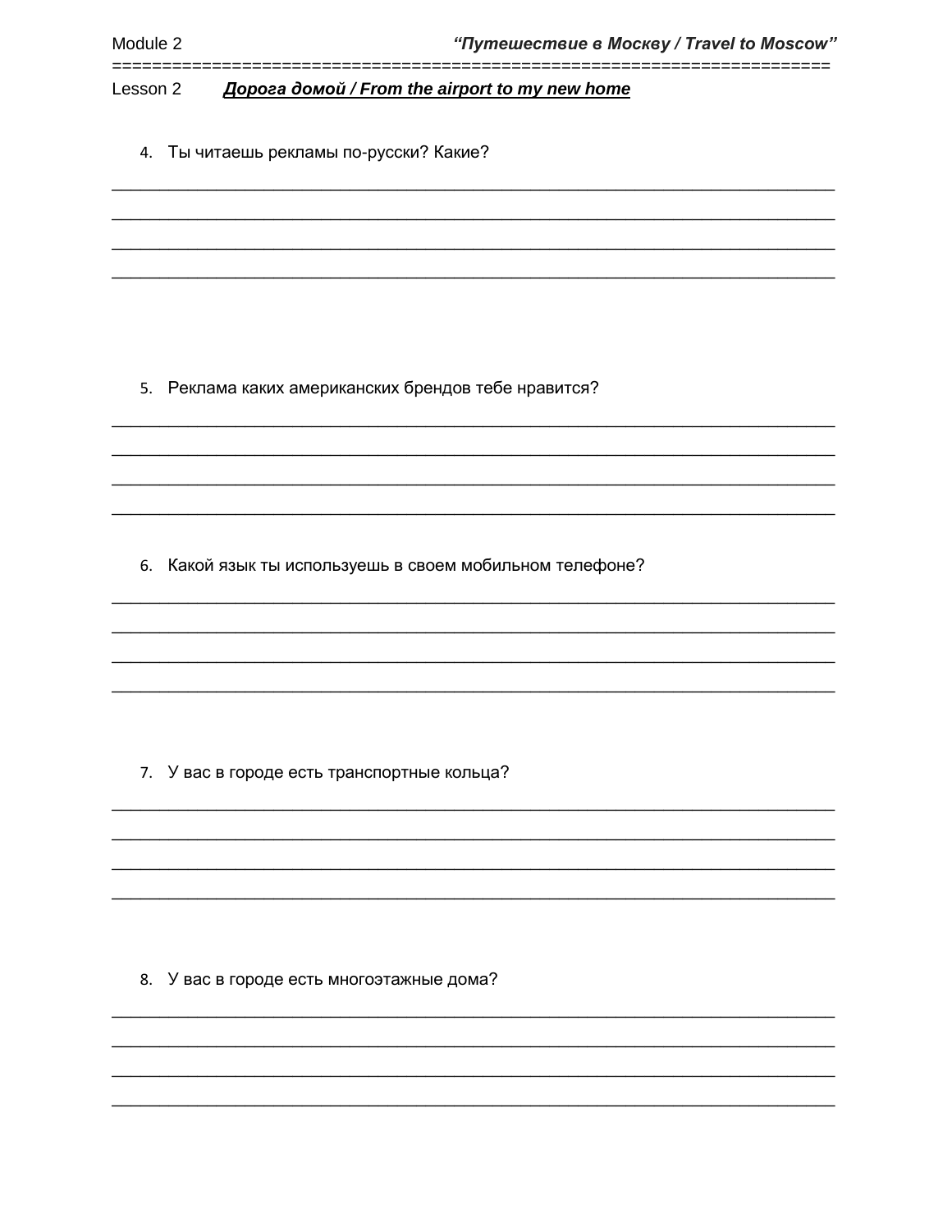Lesson 2 ***Дорога домой / From the airport to my new home***

4. Ты читаешь рекламы по-русски? Какие?

________________________________________________________________________________

________________________________________________________________________________

________________________________________________________________________________

________________________________________________________________________________

5. Реклама каких американских брендов тебе нравится?

________________________________________________________________________________

________________________________________________________________________________

________________________________________________________________________________

________________________________________________________________________________

6. Какой язык ты используешь в своем мобильном телефоне?

________________________________________________________________________________

________________________________________________________________________________

________________________________________________________________________________

________________________________________________________________________________

7. У вас в городе есть транспортные кольца?

________________________________________________________________________________

________________________________________________________________________________

________________________________________________________________________________

________________________________________________________________________________

8. У вас в городе есть многоэтажные дома?

________________________________________________________________________________

________________________________________________________________________________

________________________________________________________________________________

________________________________________________________________________________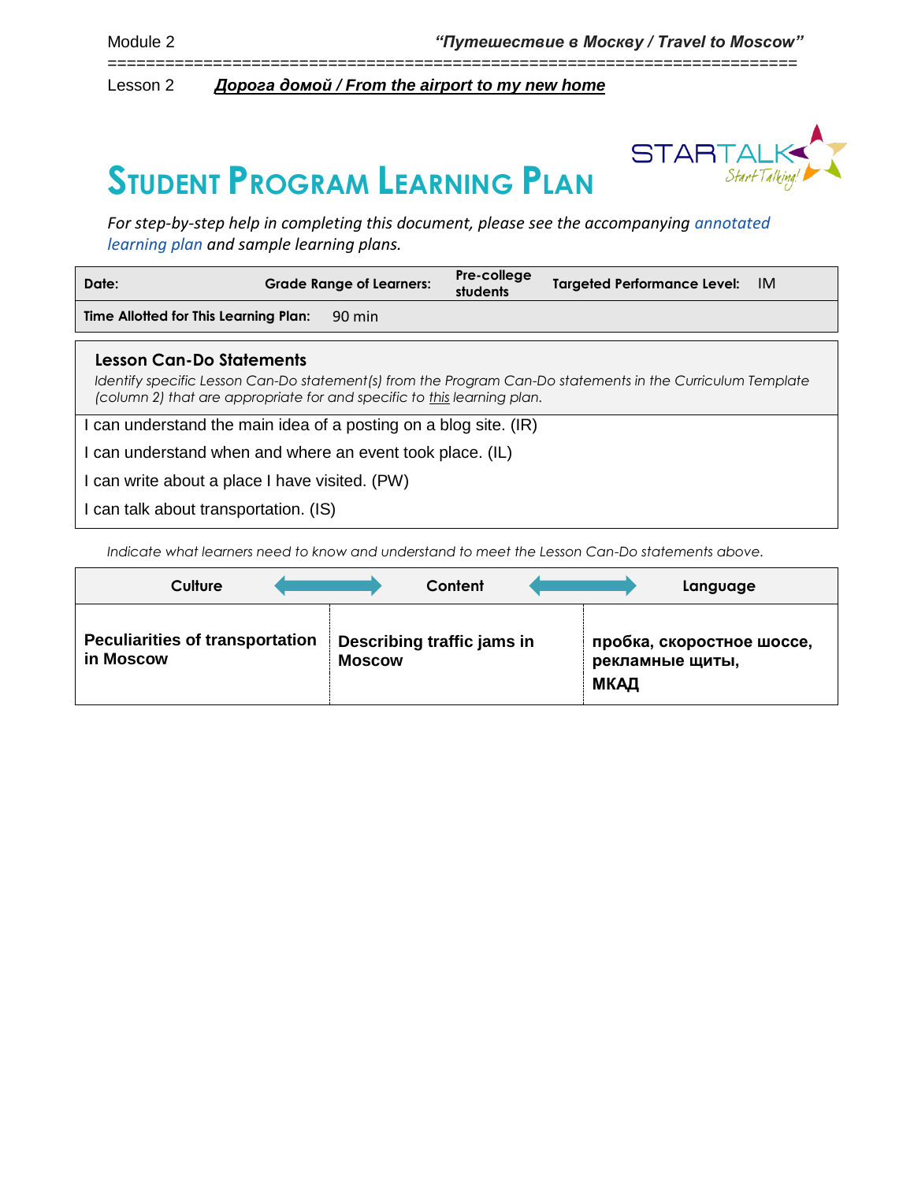Module 2 *“Путешествие в Москву / Travel to Moscow”*

Lesson 2 ***Дорога домой / From the airport to my new home***

# STUDENT PROGRAM LEARNING PLAN

*For step-by-step help in completing this document, please see the accompanying annotated learning plan and sample learning plans.*

| Date: | Grade Range of Learners: | Pre-college students | Targeted Performance Level: | IM |
|---|---|---|---|---|
| **Time Allotted for This Learning Plan:** | 90 min | | | |

## Lesson Can-Do Statements

*Identify specific Lesson Can-Do statement(s) from the Program Can-Do statements in the Curriculum Template (column 2) that are appropriate for and specific to this learning plan.*

I can understand the main idea of a posting on a blog site. (IR)

I can understand when and where an event took place. (IL)

I can write about a place I have visited. (PW)

I can talk about transportation. (IS)

*Indicate what learners need to know and understand to meet the Lesson Can-Do statements above.*

| Culture | Content | Language |
|---|---|---|
| **Peculiarities of transportation in Moscow** | **Describing traffic jams in Moscow** | **пробка, скоростное шоссе, рекламные щиты, МКАД** |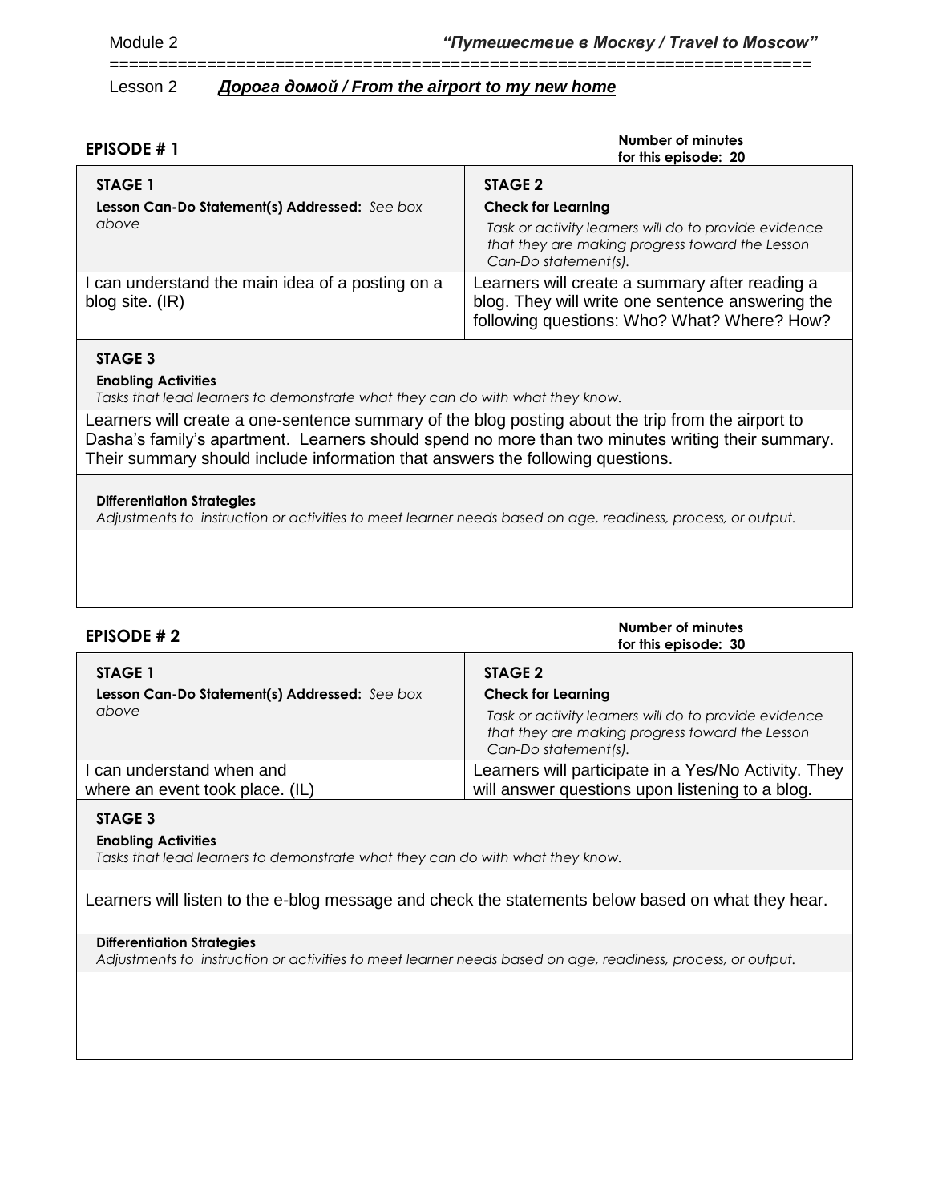Module 2 *"Путешествие в Москву / Travel to Moscow"*

Lesson 2 ***Дорога домой / From the airport to my new home***

## EPISODE # 1

**Number of minutes for this episode: 20**

| **STAGE 1**<br>**Lesson Can-Do Statement(s) Addressed:** *See box above* | **STAGE 2**<br>**Check for Learning**<br>*Task or activity learners will do to provide evidence that they are making progress toward the Lesson Can-Do statement(s).* |
|---|---|
| I can understand the main idea of a posting on a blog site. (IR) | Learners will create a summary after reading a blog. They will write one sentence answering the following questions: Who? What? Where? How? |

**STAGE 3**

**Enabling Activities**

*Tasks that lead learners to demonstrate what they can do with what they know.*

Learners will create a one-sentence summary of the blog posting about the trip from the airport to Dasha's family's apartment. Learners should spend no more than two minutes writing their summary. Their summary should include information that answers the following questions.

**Differentiation Strategies**

*Adjustments to instruction or activities to meet learner needs based on age, readiness, process, or output.*

## EPISODE # 2

**Number of minutes for this episode: 30**

| **STAGE 1**<br>**Lesson Can-Do Statement(s) Addressed:** *See box above* | **STAGE 2**<br>**Check for Learning**<br>*Task or activity learners will do to provide evidence that they are making progress toward the Lesson Can-Do statement(s).* |
|---|---|
| I can understand when and where an event took place. (IL) | Learners will participate in a Yes/No Activity. They will answer questions upon listening to a blog. |

**STAGE 3**

**Enabling Activities**

*Tasks that lead learners to demonstrate what they can do with what they know.*

Learners will listen to the e-blog message and check the statements below based on what they hear.

**Differentiation Strategies**

*Adjustments to instruction or activities to meet learner needs based on age, readiness, process, or output.*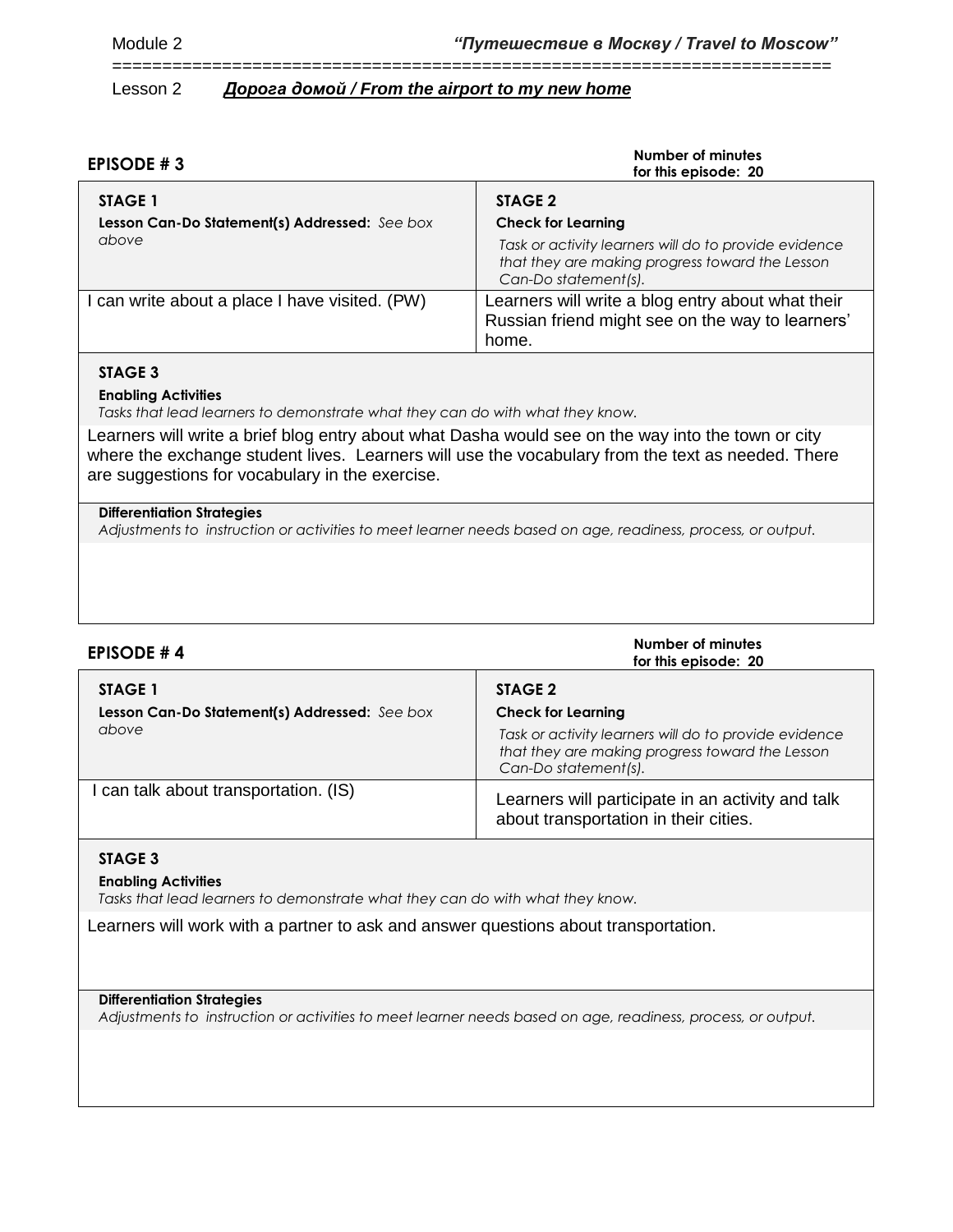Module 2 *"Путешествие в Москву / Travel to Moscow"*

==================================================================

Lesson 2 ***Дорога домой / From the airport to my new home***

## EPISODE # 3

**Number of minutes for this episode: 20**

| **STAGE 1**<br>**Lesson Can-Do Statement(s) Addressed:** *See box above* | **STAGE 2**<br>**Check for Learning**<br>*Task or activity learners will do to provide evidence that they are making progress toward the Lesson Can-Do statement(s).* |
|---|---|
| I can write about a place I have visited. (PW) | Learners will write a blog entry about what their Russian friend might see on the way to learners' home. |

**STAGE 3**

**Enabling Activities**

*Tasks that lead learners to demonstrate what they can do with what they know.*

Learners will write a brief blog entry about what Dasha would see on the way into the town or city where the exchange student lives. Learners will use the vocabulary from the text as needed. There are suggestions for vocabulary in the exercise.

**Differentiation Strategies**

*Adjustments to instruction or activities to meet learner needs based on age, readiness, process, or output.*

## EPISODE # 4

**Number of minutes for this episode: 20**

| **STAGE 1**<br>**Lesson Can-Do Statement(s) Addressed:** *See box above* | **STAGE 2**<br>**Check for Learning**<br>*Task or activity learners will do to provide evidence that they are making progress toward the Lesson Can-Do statement(s).* |
|---|---|
| I can talk about transportation. (IS) | Learners will participate in an activity and talk about transportation in their cities. |

**STAGE 3**

**Enabling Activities**

*Tasks that lead learners to demonstrate what they can do with what they know.*

Learners will work with a partner to ask and answer questions about transportation.

**Differentiation Strategies**

*Adjustments to instruction or activities to meet learner needs based on age, readiness, process, or output.*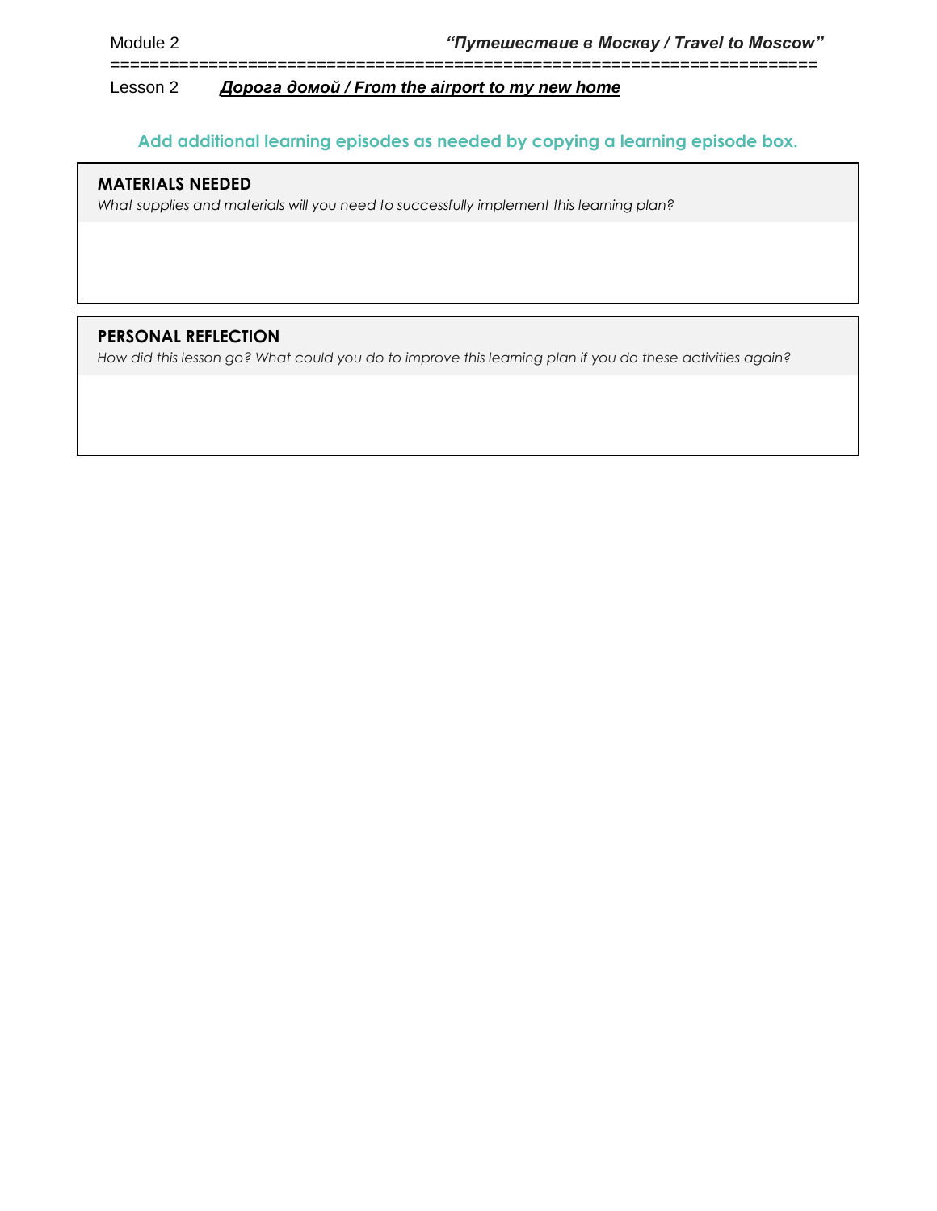Lesson 2 ***Дорога домой / From the airport to my new home***

**Add additional learning episodes as needed by copying a learning episode box.**

**MATERIALS NEEDED**

*What supplies and materials will you need to successfully implement this learning plan?*

**PERSONAL REFLECTION**

*How did this lesson go? What could you do to improve this learning plan if you do these activities again?*